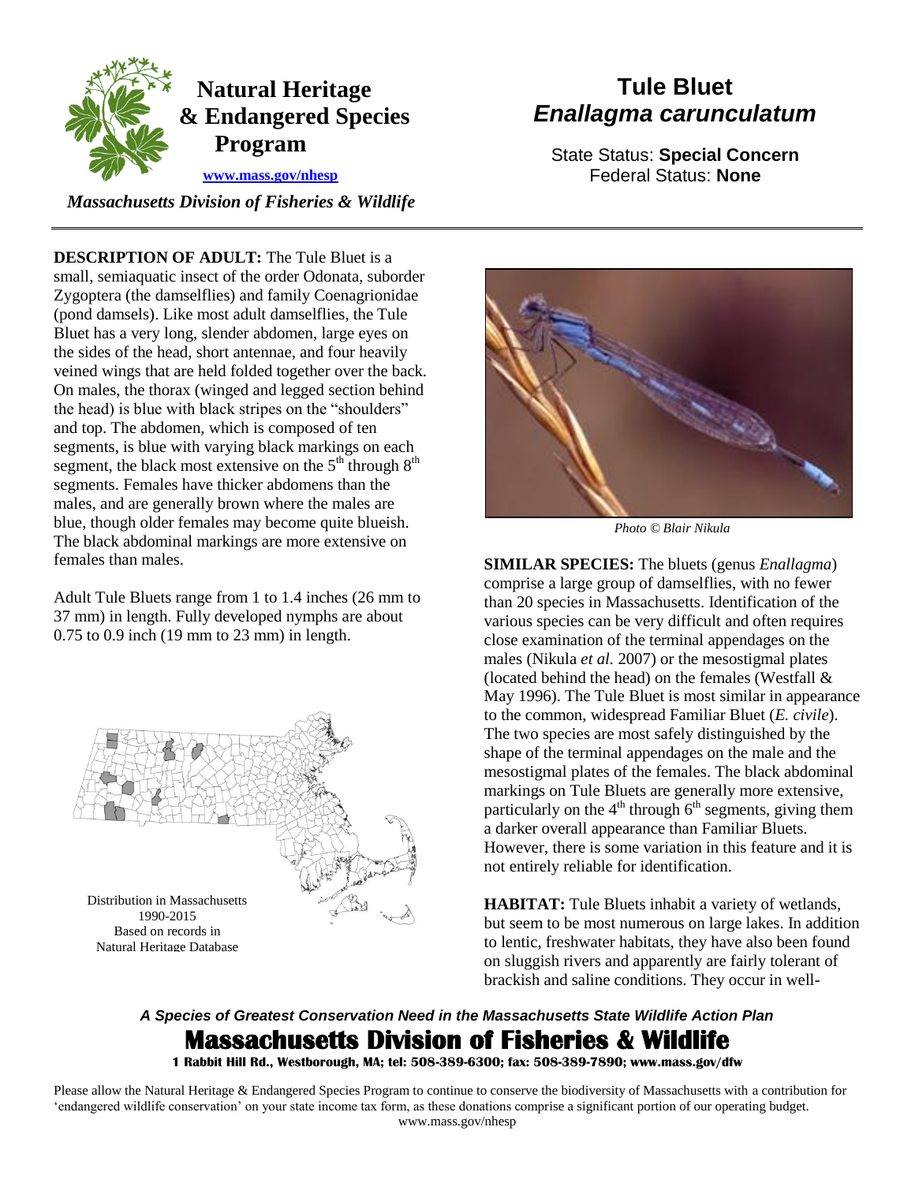# Natural Heritage & Endangered Species Program

www.mass.gov/nhesp

*Massachusetts Division of Fisheries & Wildlife*

# Tule Bluet
## *Enallagma carunculatum*

State Status: **Special Concern**
Federal Status: **None**

**DESCRIPTION OF ADULT:** The Tule Bluet is a small, semiaquatic insect of the order Odonata, suborder Zygoptera (the damselflies) and family Coenagrionidae (pond damsels). Like most adult damselflies, the Tule Bluet has a very long, slender abdomen, large eyes on the sides of the head, short antennae, and four heavily veined wings that are held folded together over the back. On males, the thorax (winged and legged section behind the head) is blue with black stripes on the "shoulders" and top. The abdomen, which is composed of ten segments, is blue with varying black markings on each segment, the black most extensive on the 5th through 8th segments. Females have thicker abdomens than the males, and are generally brown where the males are blue, though older females may become quite blueish. The black abdominal markings are more extensive on females than males.

Adult Tule Bluets range from 1 to 1.4 inches (26 mm to 37 mm) in length. Fully developed nymphs are about 0.75 to 0.9 inch (19 mm to 23 mm) in length.

Distribution in Massachusetts
1990-2015
Based on records in
Natural Heritage Database

*Photo © Blair Nikula*

**SIMILAR SPECIES:** The bluets (genus *Enallagma*) comprise a large group of damselflies, with no fewer than 20 species in Massachusetts. Identification of the various species can be very difficult and often requires close examination of the terminal appendages on the males (Nikula *et al.* 2007) or the mesostigmal plates (located behind the head) on the females (Westfall & May 1996). The Tule Bluet is most similar in appearance to the common, widespread Familiar Bluet (*E. civile*). The two species are most safely distinguished by the shape of the terminal appendages on the male and the mesostigmal plates of the females. The black abdominal markings on Tule Bluets are generally more extensive, particularly on the 4th through 6th segments, giving them a darker overall appearance than Familiar Bluets. However, there is some variation in this feature and it is not entirely reliable for identification.

**HABITAT:** Tule Bluets inhabit a variety of wetlands, but seem to be most numerous on large lakes. In addition to lentic, freshwater habitats, they have also been found on sluggish rivers and apparently are fairly tolerant of brackish and saline conditions. They occur in well-

***A Species of Greatest Conservation Need in the Massachusetts State Wildlife Action Plan***

**Massachusetts Division of Fisheries & Wildlife**

**1 Rabbit Hill Rd., Westborough, MA; tel: 508-389-6300; fax: 508-389-7890; www.mass.gov/dfw**

Please allow the Natural Heritage & Endangered Species Program to continue to conserve the biodiversity of Massachusetts with a contribution for 'endangered wildlife conservation' on your state income tax form, as these donations comprise a significant portion of our operating budget. www.mass.gov/nhesp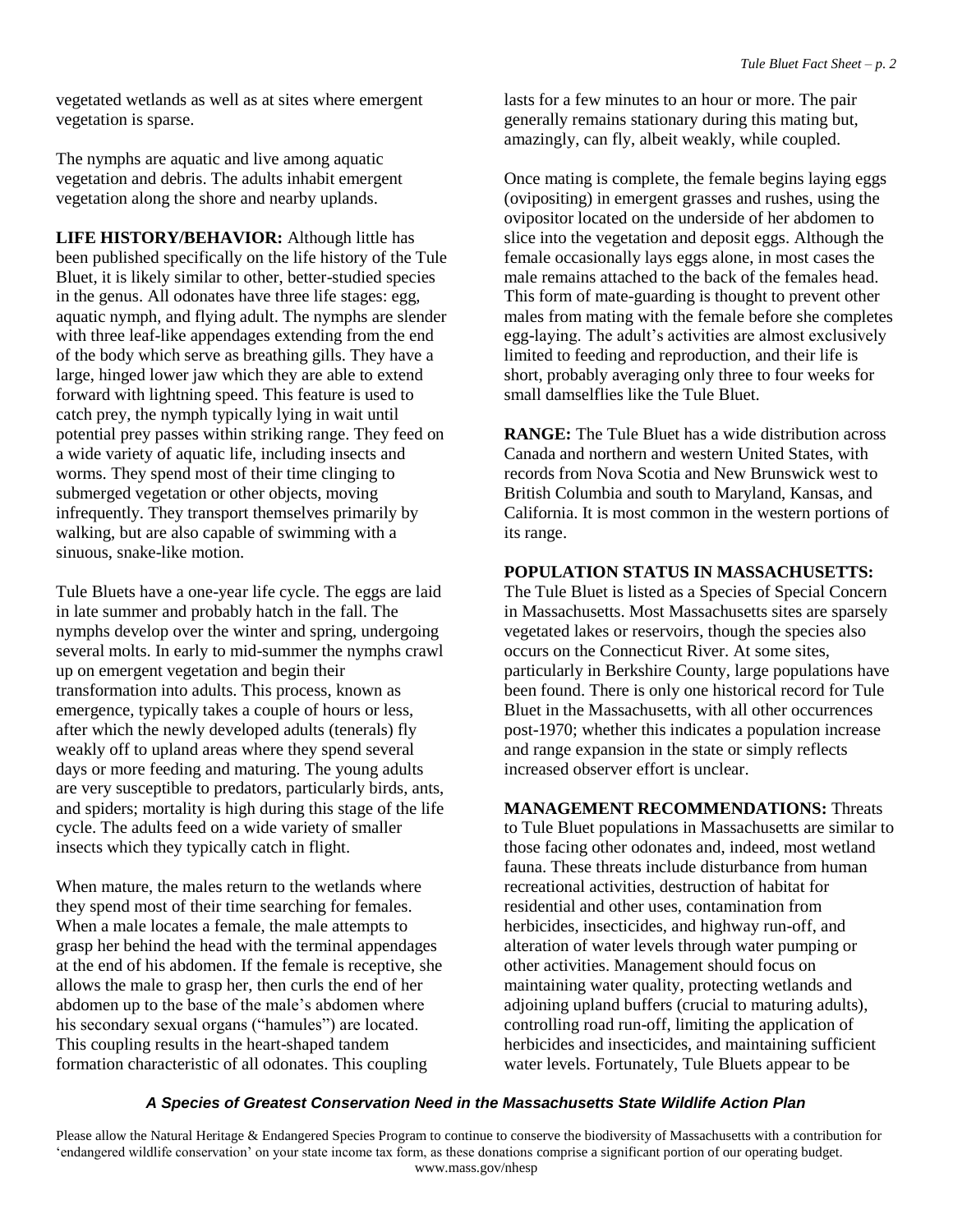vegetated wetlands as well as at sites where emergent vegetation is sparse.

The nymphs are aquatic and live among aquatic vegetation and debris. The adults inhabit emergent vegetation along the shore and nearby uplands.

**LIFE HISTORY/BEHAVIOR:** Although little has been published specifically on the life history of the Tule Bluet, it is likely similar to other, better-studied species in the genus. All odonates have three life stages: egg, aquatic nymph, and flying adult. The nymphs are slender with three leaf-like appendages extending from the end of the body which serve as breathing gills. They have a large, hinged lower jaw which they are able to extend forward with lightning speed. This feature is used to catch prey, the nymph typically lying in wait until potential prey passes within striking range. They feed on a wide variety of aquatic life, including insects and worms. They spend most of their time clinging to submerged vegetation or other objects, moving infrequently. They transport themselves primarily by walking, but are also capable of swimming with a sinuous, snake-like motion.

Tule Bluets have a one-year life cycle. The eggs are laid in late summer and probably hatch in the fall. The nymphs develop over the winter and spring, undergoing several molts. In early to mid-summer the nymphs crawl up on emergent vegetation and begin their transformation into adults. This process, known as emergence, typically takes a couple of hours or less, after which the newly developed adults (tenerals) fly weakly off to upland areas where they spend several days or more feeding and maturing. The young adults are very susceptible to predators, particularly birds, ants, and spiders; mortality is high during this stage of the life cycle. The adults feed on a wide variety of smaller insects which they typically catch in flight.

When mature, the males return to the wetlands where they spend most of their time searching for females. When a male locates a female, the male attempts to grasp her behind the head with the terminal appendages at the end of his abdomen. If the female is receptive, she allows the male to grasp her, then curls the end of her abdomen up to the base of the male's abdomen where his secondary sexual organs ("hamules") are located. This coupling results in the heart-shaped tandem formation characteristic of all odonates. This coupling lasts for a few minutes to an hour or more. The pair generally remains stationary during this mating but, amazingly, can fly, albeit weakly, while coupled.

Once mating is complete, the female begins laying eggs (ovipositing) in emergent grasses and rushes, using the ovipositor located on the underside of her abdomen to slice into the vegetation and deposit eggs. Although the female occasionally lays eggs alone, in most cases the male remains attached to the back of the females head. This form of mate-guarding is thought to prevent other males from mating with the female before she completes egg-laying. The adult's activities are almost exclusively limited to feeding and reproduction, and their life is short, probably averaging only three to four weeks for small damselflies like the Tule Bluet.

**RANGE:** The Tule Bluet has a wide distribution across Canada and northern and western United States, with records from Nova Scotia and New Brunswick west to British Columbia and south to Maryland, Kansas, and California. It is most common in the western portions of its range.

**POPULATION STATUS IN MASSACHUSETTS:** The Tule Bluet is listed as a Species of Special Concern in Massachusetts. Most Massachusetts sites are sparsely vegetated lakes or reservoirs, though the species also occurs on the Connecticut River. At some sites, particularly in Berkshire County, large populations have been found. There is only one historical record for Tule Bluet in the Massachusetts, with all other occurrences post-1970; whether this indicates a population increase and range expansion in the state or simply reflects increased observer effort is unclear.

**MANAGEMENT RECOMMENDATIONS:** Threats to Tule Bluet populations in Massachusetts are similar to those facing other odonates and, indeed, most wetland fauna. These threats include disturbance from human recreational activities, destruction of habitat for residential and other uses, contamination from herbicides, insecticides, and highway run-off, and alteration of water levels through water pumping or other activities. Management should focus on maintaining water quality, protecting wetlands and adjoining upland buffers (crucial to maturing adults), controlling road run-off, limiting the application of herbicides and insecticides, and maintaining sufficient water levels. Fortunately, Tule Bluets appear to be

***A Species of Greatest Conservation Need in the Massachusetts State Wildlife Action Plan***

Please allow the Natural Heritage & Endangered Species Program to continue to conserve the biodiversity of Massachusetts with a contribution for 'endangered wildlife conservation' on your state income tax form, as these donations comprise a significant portion of our operating budget. www.mass.gov/nhesp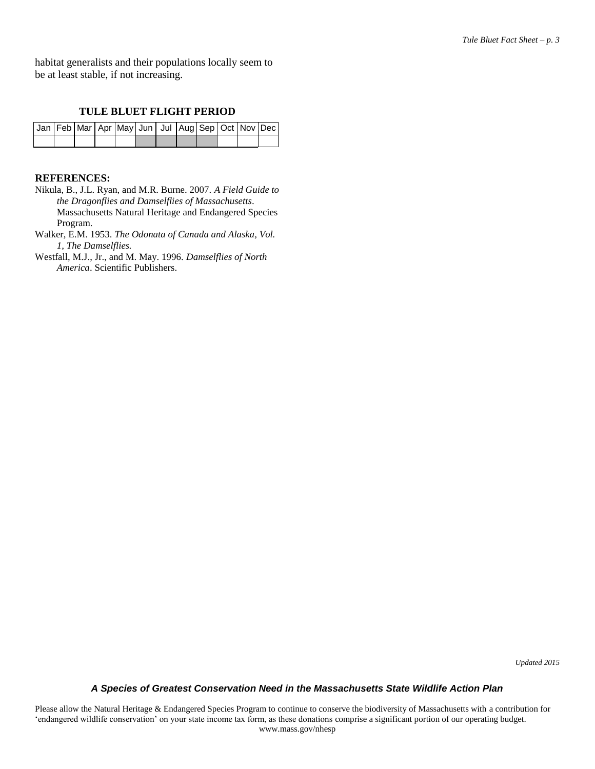habitat generalists and their populations locally seem to be at least stable, if not increasing.

**TULE BLUET FLIGHT PERIOD**

| Jan | Feb | Mar | Apr | May | Jun | Jul | Aug | Sep | Oct | Nov | Dec |
|---|---|---|---|---|---|---|---|---|---|---|---|
| | | | | | | | | | | | |

## REFERENCES:

Nikula, B., J.L. Ryan, and M.R. Burne. 2007. *A Field Guide to the Dragonflies and Damselflies of Massachusetts*. Massachusetts Natural Heritage and Endangered Species Program.

Walker, E.M. 1953. *The Odonata of Canada and Alaska, Vol. 1, The Damselflies.*

Westfall, M.J., Jr., and M. May. 1996. *Damselflies of North America*. Scientific Publishers.

*Updated 2015*

***A Species of Greatest Conservation Need in the Massachusetts State Wildlife Action Plan***

Please allow the Natural Heritage & Endangered Species Program to continue to conserve the biodiversity of Massachusetts with a contribution for 'endangered wildlife conservation' on your state income tax form, as these donations comprise a significant portion of our operating budget.
www.mass.gov/nhesp